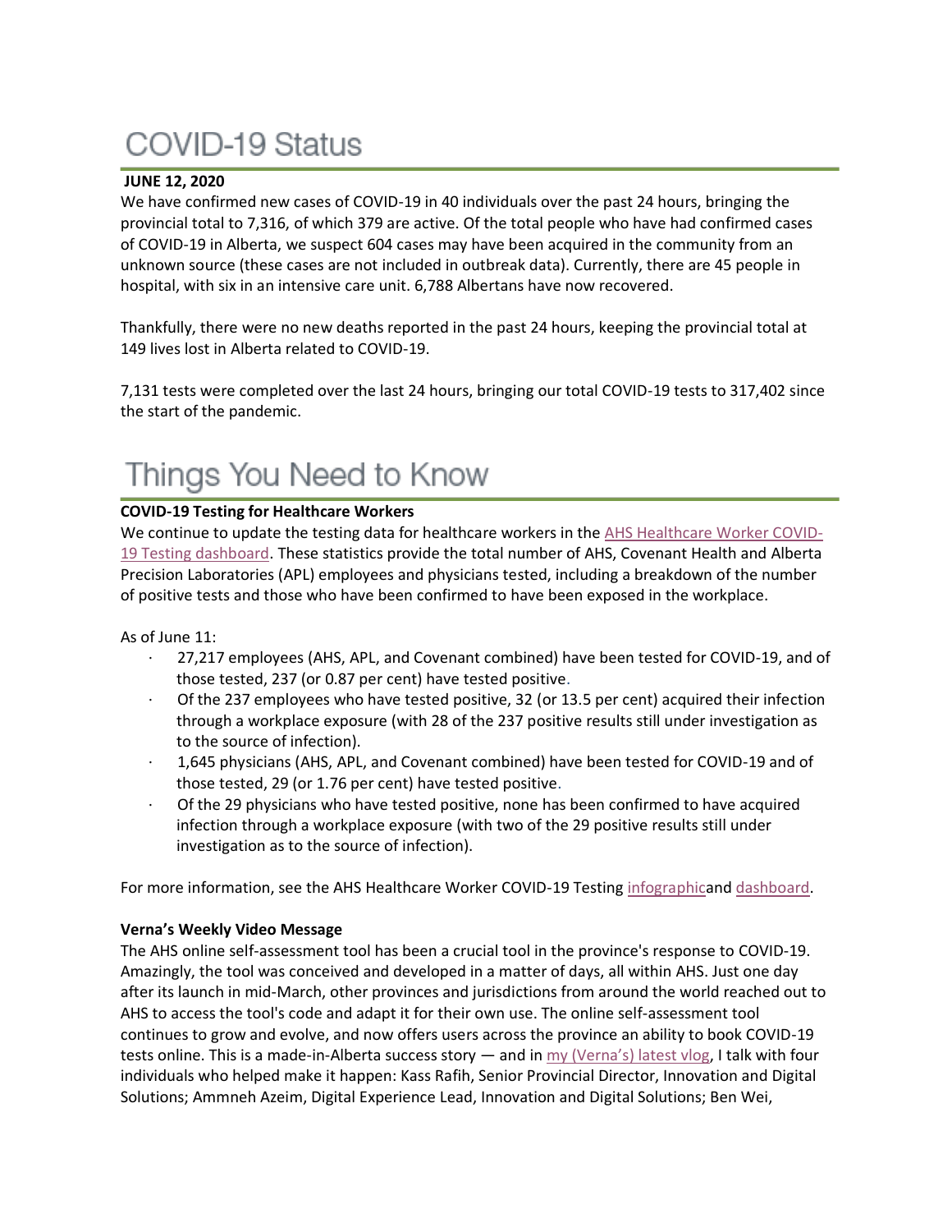# COVID-19 Status

**JUNE 12, 2020**

We have confirmed new cases of COVID-19 in 40 individuals over the past 24 hours, bringing the provincial total to 7,316, of which 379 are active. Of the total people who have had confirmed cases of COVID-19 in Alberta, we suspect 604 cases may have been acquired in the community from an unknown source (these cases are not included in outbreak data). Currently, there are 45 people in hospital, with six in an intensive care unit. 6,788 Albertans have now recovered.

Thankfully, there were no new deaths reported in the past 24 hours, keeping the provincial total at 149 lives lost in Alberta related to COVID-19.

7,131 tests were completed over the last 24 hours, bringing our total COVID-19 tests to 317,402 since the start of the pandemic.

# Things You Need to Know

**COVID-19 Testing for Healthcare Workers**

We continue to update the testing data for healthcare workers in the AHS Healthcare Worker COVID-19 Testing dashboard. These statistics provide the total number of AHS, Covenant Health and Alberta Precision Laboratories (APL) employees and physicians tested, including a breakdown of the number of positive tests and those who have been confirmed to have been exposed in the workplace.

As of June 11:

- 27,217 employees (AHS, APL, and Covenant combined) have been tested for COVID-19, and of those tested, 237 (or 0.87 per cent) have tested positive.
- Of the 237 employees who have tested positive, 32 (or 13.5 per cent) acquired their infection through a workplace exposure (with 28 of the 237 positive results still under investigation as to the source of infection).
- 1,645 physicians (AHS, APL, and Covenant combined) have been tested for COVID-19 and of those tested, 29 (or 1.76 per cent) have tested positive.
- Of the 29 physicians who have tested positive, none has been confirmed to have acquired infection through a workplace exposure (with two of the 29 positive results still under investigation as to the source of infection).

For more information, see the AHS Healthcare Worker COVID-19 Testing infographicand dashboard.

**Verna's Weekly Video Message**

The AHS online self-assessment tool has been a crucial tool in the province's response to COVID-19. Amazingly, the tool was conceived and developed in a matter of days, all within AHS. Just one day after its launch in mid-March, other provinces and jurisdictions from around the world reached out to AHS to access the tool's code and adapt it for their own use. The online self-assessment tool continues to grow and evolve, and now offers users across the province an ability to book COVID-19 tests online. This is a made-in-Alberta success story — and in my (Verna's) latest vlog, I talk with four individuals who helped make it happen: Kass Rafih, Senior Provincial Director, Innovation and Digital Solutions; Ammneh Azeim, Digital Experience Lead, Innovation and Digital Solutions; Ben Wei,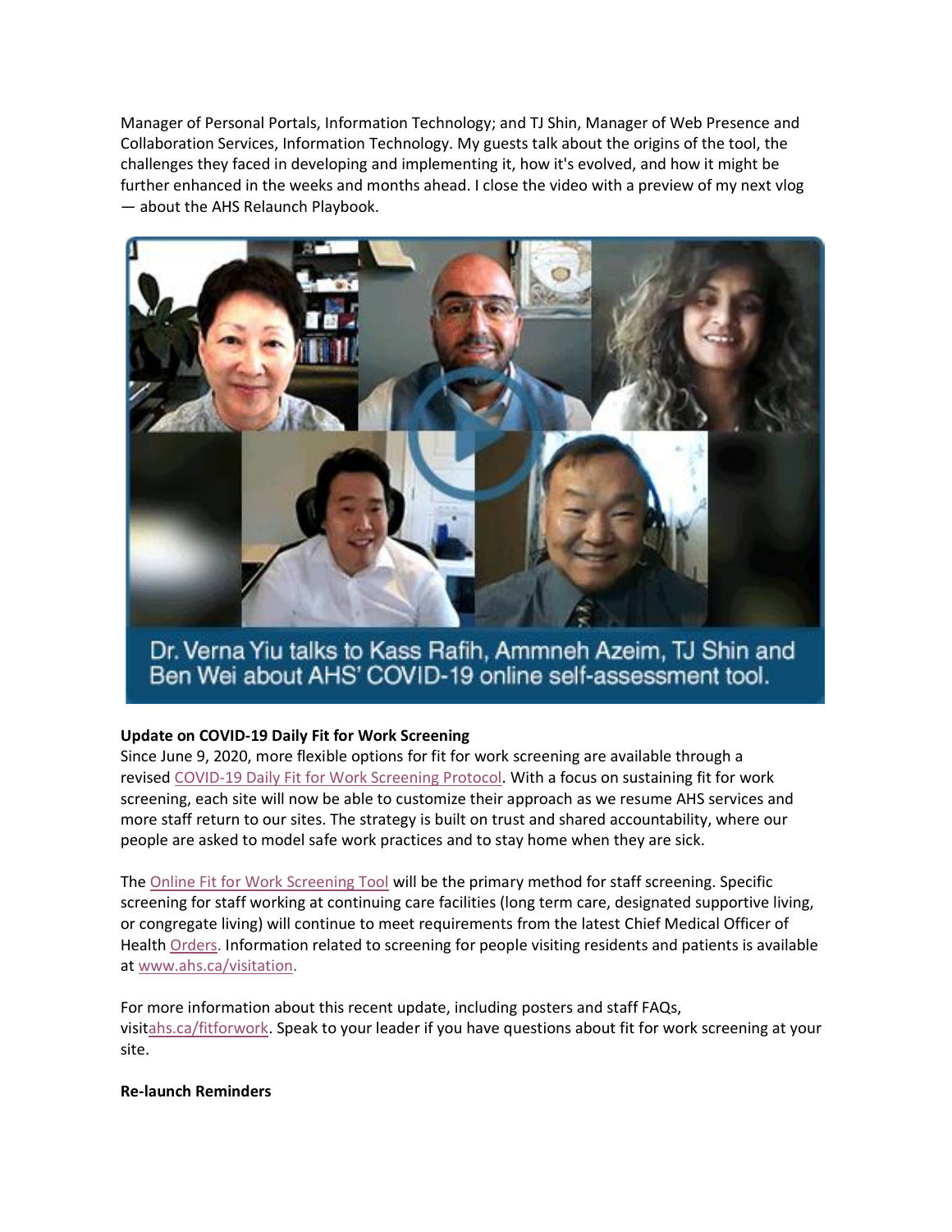Manager of Personal Portals, Information Technology; and TJ Shin, Manager of Web Presence and Collaboration Services, Information Technology. My guests talk about the origins of the tool, the challenges they faced in developing and implementing it, how it's evolved, and how it might be further enhanced in the weeks and months ahead. I close the video with a preview of my next vlog — about the AHS Relaunch Playbook.

Dr. Verna Yiu talks to Kass Rafih, Ammneh Azeim, TJ Shin and Ben Wei about AHS' COVID-19 online self-assessment tool.

**Update on COVID-19 Daily Fit for Work Screening**

Since June 9, 2020, more flexible options for fit for work screening are available through a revised COVID-19 Daily Fit for Work Screening Protocol. With a focus on sustaining fit for work screening, each site will now be able to customize their approach as we resume AHS services and more staff return to our sites. The strategy is built on trust and shared accountability, where our people are asked to model safe work practices and to stay home when they are sick.

The Online Fit for Work Screening Tool will be the primary method for staff screening. Specific screening for staff working at continuing care facilities (long term care, designated supportive living, or congregate living) will continue to meet requirements from the latest Chief Medical Officer of Health Orders. Information related to screening for people visiting residents and patients is available at www.ahs.ca/visitation.

For more information about this recent update, including posters and staff FAQs, visitahs.ca/fitforwork. Speak to your leader if you have questions about fit for work screening at your site.

**Re-launch Reminders**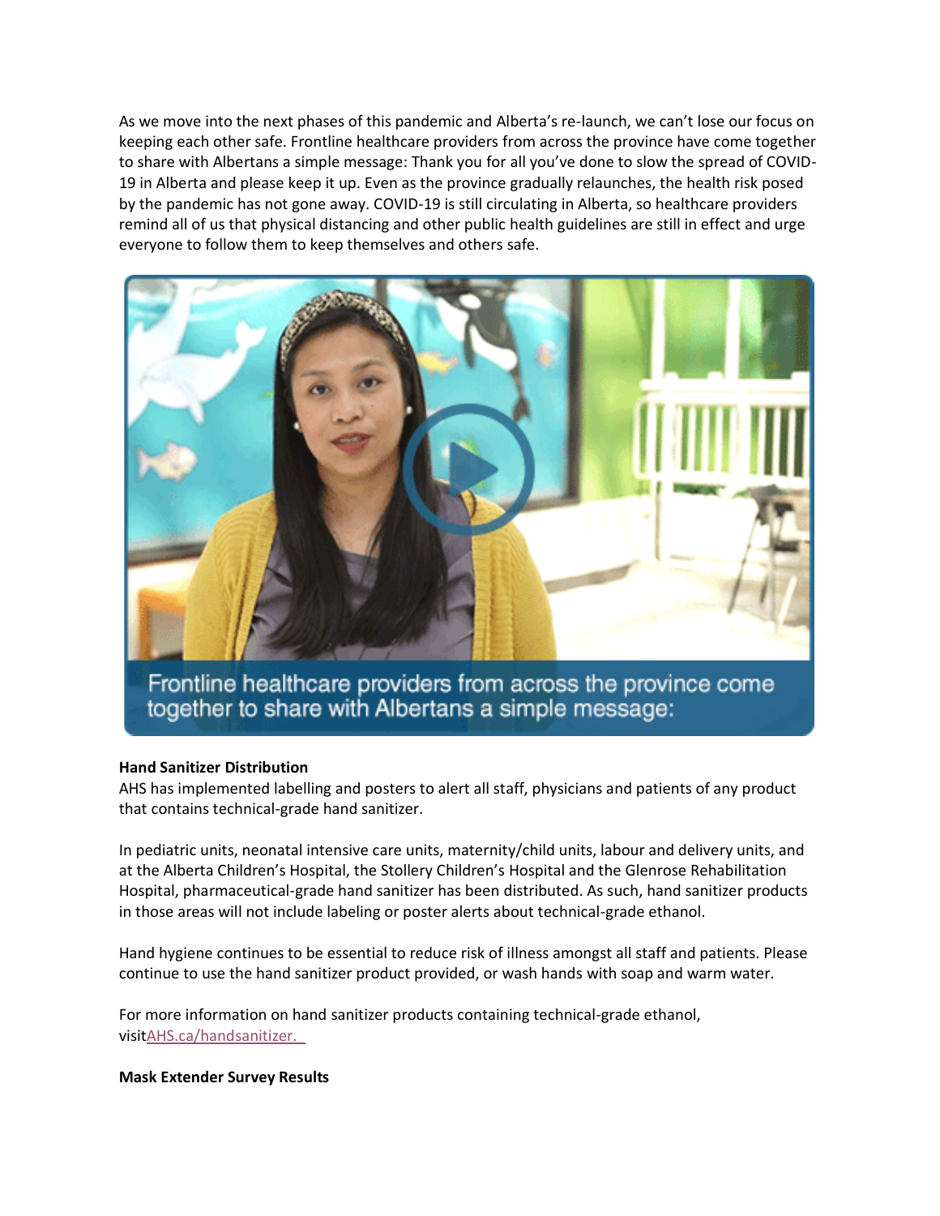As we move into the next phases of this pandemic and Alberta's re-launch, we can't lose our focus on keeping each other safe. Frontline healthcare providers from across the province have come together to share with Albertans a simple message: Thank you for all you've done to slow the spread of COVID-19 in Alberta and please keep it up. Even as the province gradually relaunches, the health risk posed by the pandemic has not gone away. COVID-19 is still circulating in Alberta, so healthcare providers remind all of us that physical distancing and other public health guidelines are still in effect and urge everyone to follow them to keep themselves and others safe.

Frontline healthcare providers from across the province come together to share with Albertans a simple message:

**Hand Sanitizer Distribution**

AHS has implemented labelling and posters to alert all staff, physicians and patients of any product that contains technical-grade hand sanitizer.

In pediatric units, neonatal intensive care units, maternity/child units, labour and delivery units, and at the Alberta Children's Hospital, the Stollery Children's Hospital and the Glenrose Rehabilitation Hospital, pharmaceutical-grade hand sanitizer has been distributed. As such, hand sanitizer products in those areas will not include labeling or poster alerts about technical-grade ethanol.

Hand hygiene continues to be essential to reduce risk of illness amongst all staff and patients. Please continue to use the hand sanitizer product provided, or wash hands with soap and warm water.

For more information on hand sanitizer products containing technical-grade ethanol, visitAHS.ca/handsanitizer.

**Mask Extender Survey Results**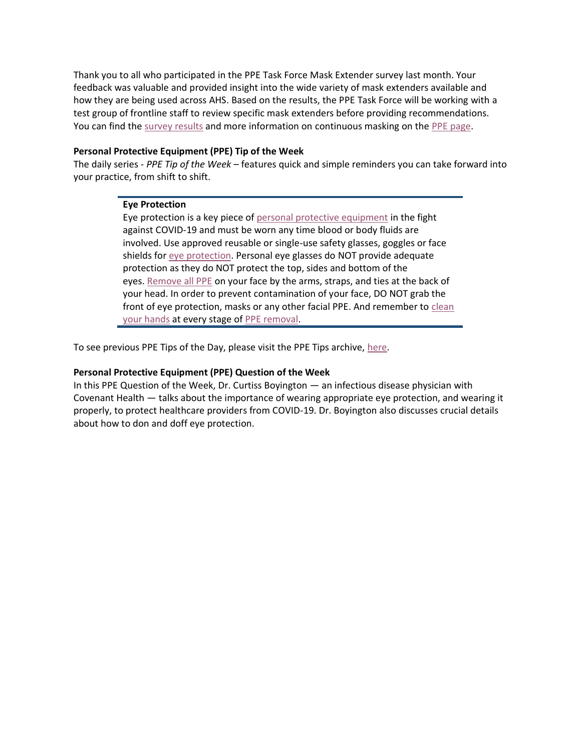Thank you to all who participated in the PPE Task Force Mask Extender survey last month. Your feedback was valuable and provided insight into the wide variety of mask extenders available and how they are being used across AHS. Based on the results, the PPE Task Force will be working with a test group of frontline staff to review specific mask extenders before providing recommendations. You can find the survey results and more information on continuous masking on the PPE page.

**Personal Protective Equipment (PPE) Tip of the Week**

The daily series - *PPE Tip of the Week* – features quick and simple reminders you can take forward into your practice, from shift to shift.

> **Eye Protection**
>
> Eye protection is a key piece of personal protective equipment in the fight against COVID-19 and must be worn any time blood or body fluids are involved. Use approved reusable or single-use safety glasses, goggles or face shields for eye protection. Personal eye glasses do NOT provide adequate protection as they do NOT protect the top, sides and bottom of the eyes. Remove all PPE on your face by the arms, straps, and ties at the back of your head. In order to prevent contamination of your face, DO NOT grab the front of eye protection, masks or any other facial PPE. And remember to clean your hands at every stage of PPE removal.

To see previous PPE Tips of the Day, please visit the PPE Tips archive, here.

**Personal Protective Equipment (PPE) Question of the Week**

In this PPE Question of the Week, Dr. Curtiss Boyington — an infectious disease physician with Covenant Health — talks about the importance of wearing appropriate eye protection, and wearing it properly, to protect healthcare providers from COVID-19. Dr. Boyington also discusses crucial details about how to don and doff eye protection.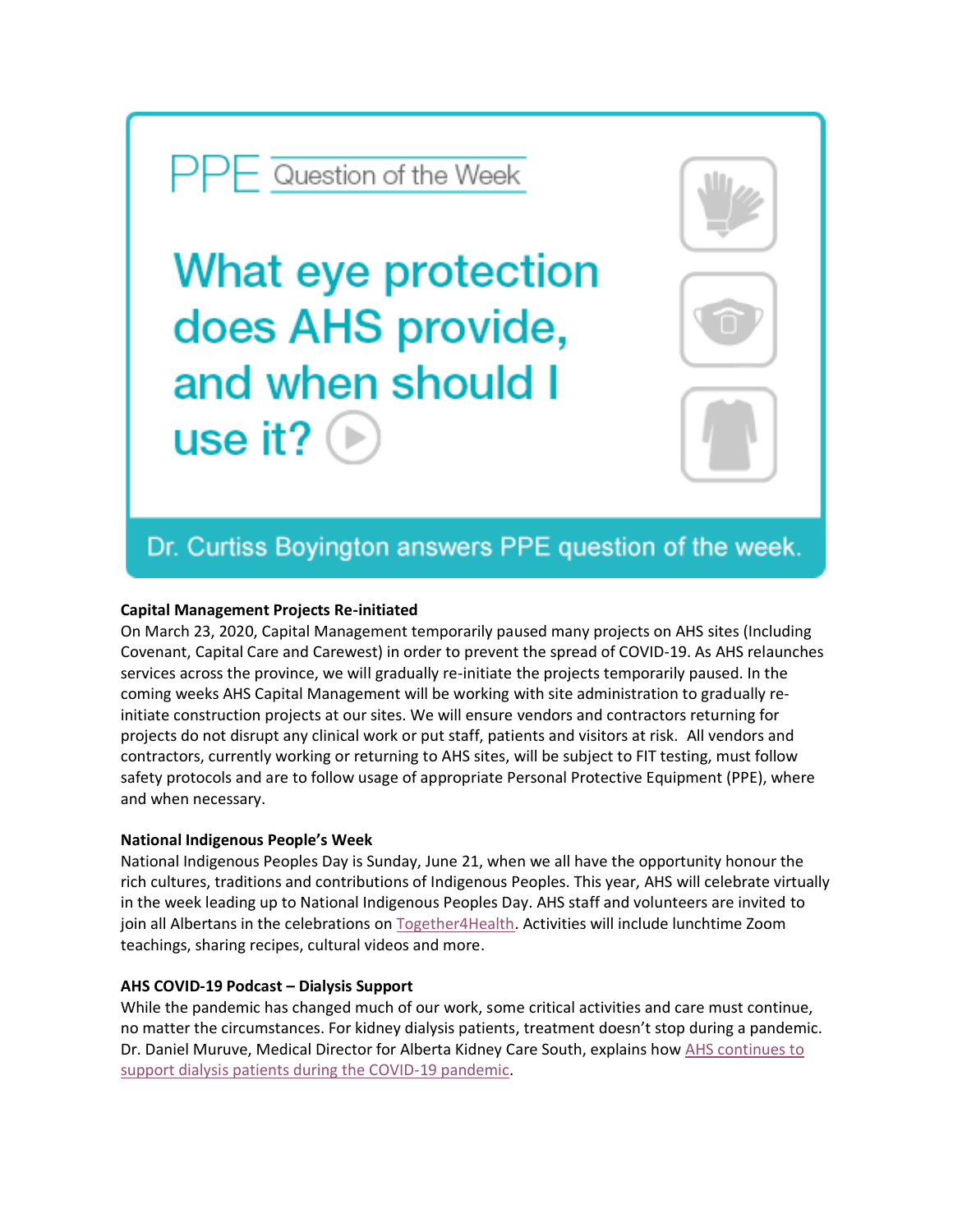PPE Question of the Week

What eye protection does AHS provide, and when should I use it?

Dr. Curtiss Boyington answers PPE question of the week.

**Capital Management Projects Re-initiated**

On March 23, 2020, Capital Management temporarily paused many projects on AHS sites (Including Covenant, Capital Care and Carewest) in order to prevent the spread of COVID-19. As AHS relaunches services across the province, we will gradually re-initiate the projects temporarily paused. In the coming weeks AHS Capital Management will be working with site administration to gradually re-initiate construction projects at our sites. We will ensure vendors and contractors returning for projects do not disrupt any clinical work or put staff, patients and visitors at risk. All vendors and contractors, currently working or returning to AHS sites, will be subject to FIT testing, must follow safety protocols and are to follow usage of appropriate Personal Protective Equipment (PPE), where and when necessary.

**National Indigenous People's Week**

National Indigenous Peoples Day is Sunday, June 21, when we all have the opportunity honour the rich cultures, traditions and contributions of Indigenous Peoples. This year, AHS will celebrate virtually in the week leading up to National Indigenous Peoples Day. AHS staff and volunteers are invited to join all Albertans in the celebrations on Together4Health. Activities will include lunchtime Zoom teachings, sharing recipes, cultural videos and more.

**AHS COVID-19 Podcast – Dialysis Support**

While the pandemic has changed much of our work, some critical activities and care must continue, no matter the circumstances. For kidney dialysis patients, treatment doesn't stop during a pandemic. Dr. Daniel Muruve, Medical Director for Alberta Kidney Care South, explains how AHS continues to support dialysis patients during the COVID-19 pandemic.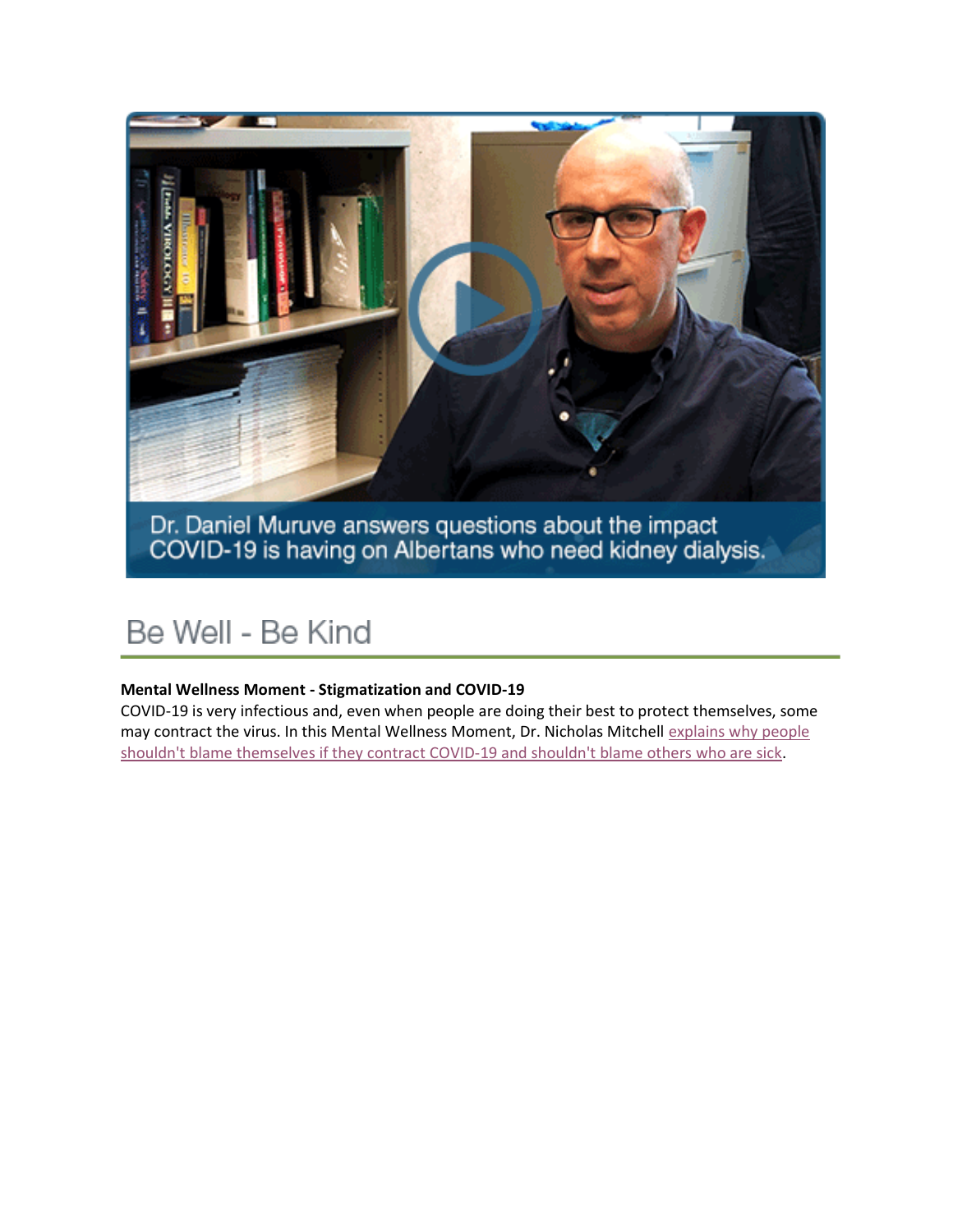Dr. Daniel Muruve answers questions about the impact COVID-19 is having on Albertans who need kidney dialysis.

## Be Well - Be Kind

**Mental Wellness Moment - Stigmatization and COVID-19**

COVID-19 is very infectious and, even when people are doing their best to protect themselves, some may contract the virus. In this Mental Wellness Moment, Dr. Nicholas Mitchell explains why people shouldn't blame themselves if they contract COVID-19 and shouldn't blame others who are sick.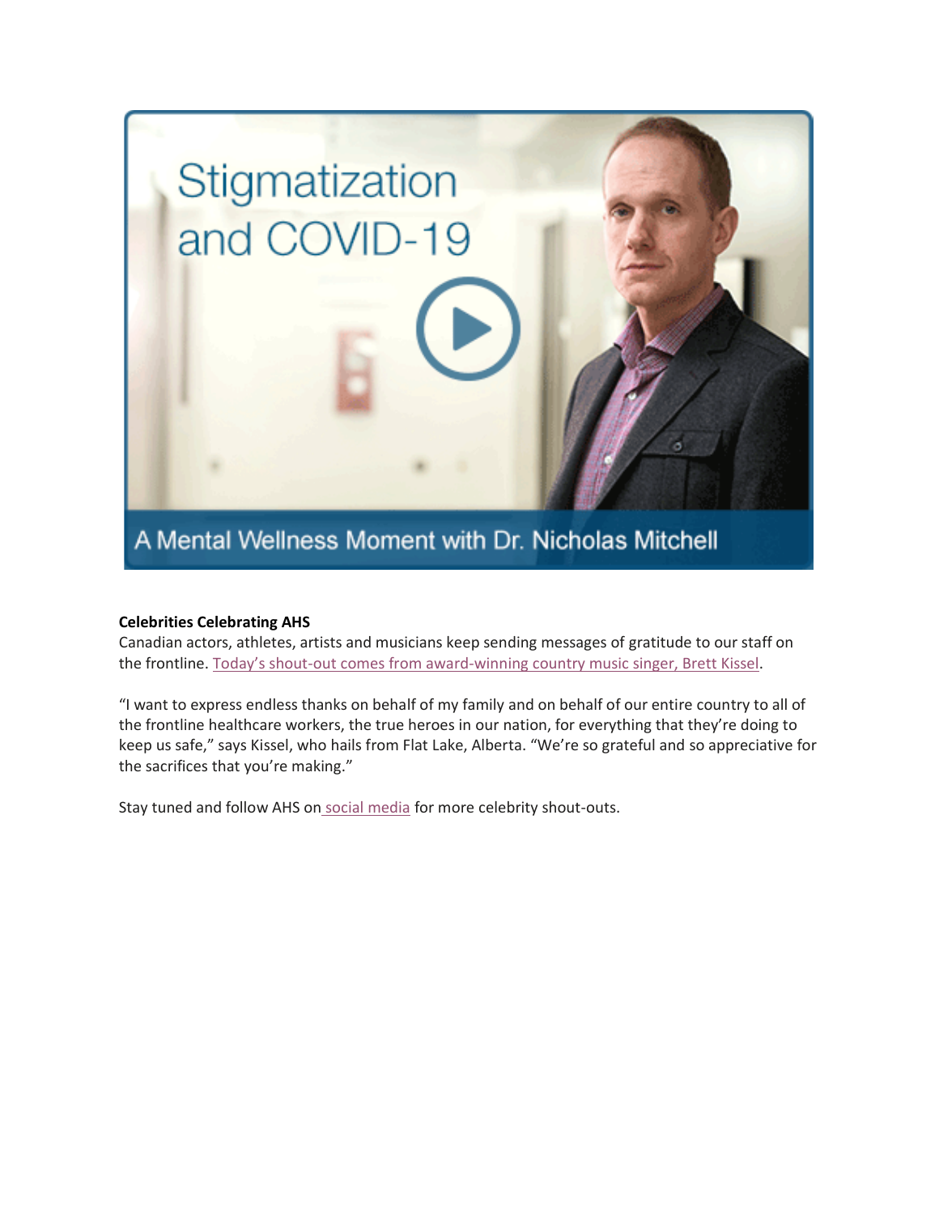Stigmatization and COVID-19

A Mental Wellness Moment with Dr. Nicholas Mitchell

**Celebrities Celebrating AHS**

Canadian actors, athletes, artists and musicians keep sending messages of gratitude to our staff on the frontline. Today's shout-out comes from award-winning country music singer, Brett Kissel.

"I want to express endless thanks on behalf of my family and on behalf of our entire country to all of the frontline healthcare workers, the true heroes in our nation, for everything that they're doing to keep us safe," says Kissel, who hails from Flat Lake, Alberta. "We're so grateful and so appreciative for the sacrifices that you're making."

Stay tuned and follow AHS on social media for more celebrity shout-outs.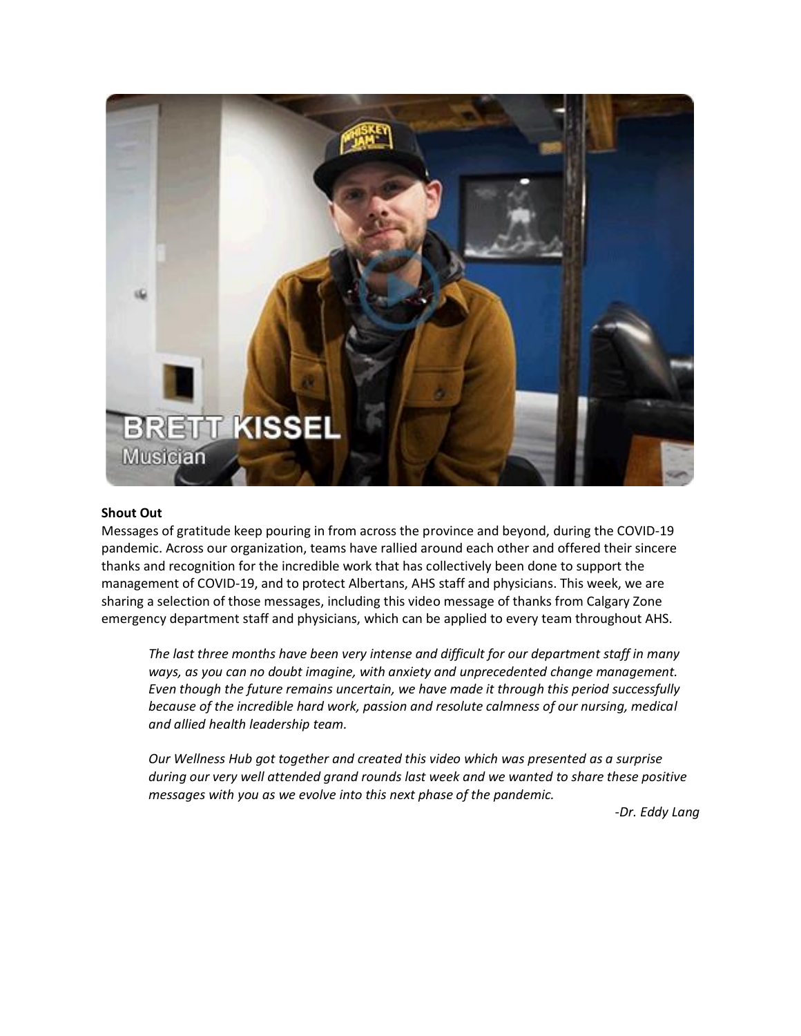**Shout Out**

Messages of gratitude keep pouring in from across the province and beyond, during the COVID-19 pandemic. Across our organization, teams have rallied around each other and offered their sincere thanks and recognition for the incredible work that has collectively been done to support the management of COVID-19, and to protect Albertans, AHS staff and physicians. This week, we are sharing a selection of those messages, including this video message of thanks from Calgary Zone emergency department staff and physicians, which can be applied to every team throughout AHS.

> *The last three months have been very intense and difficult for our department staff in many ways, as you can no doubt imagine, with anxiety and unprecedented change management. Even though the future remains uncertain, we have made it through this period successfully because of the incredible hard work, passion and resolute calmness of our nursing, medical and allied health leadership team.*
>
> *Our Wellness Hub got together and created this video which was presented as a surprise during our very well attended grand rounds last week and we wanted to share these positive messages with you as we evolve into this next phase of the pandemic.*
>
> *-Dr. Eddy Lang*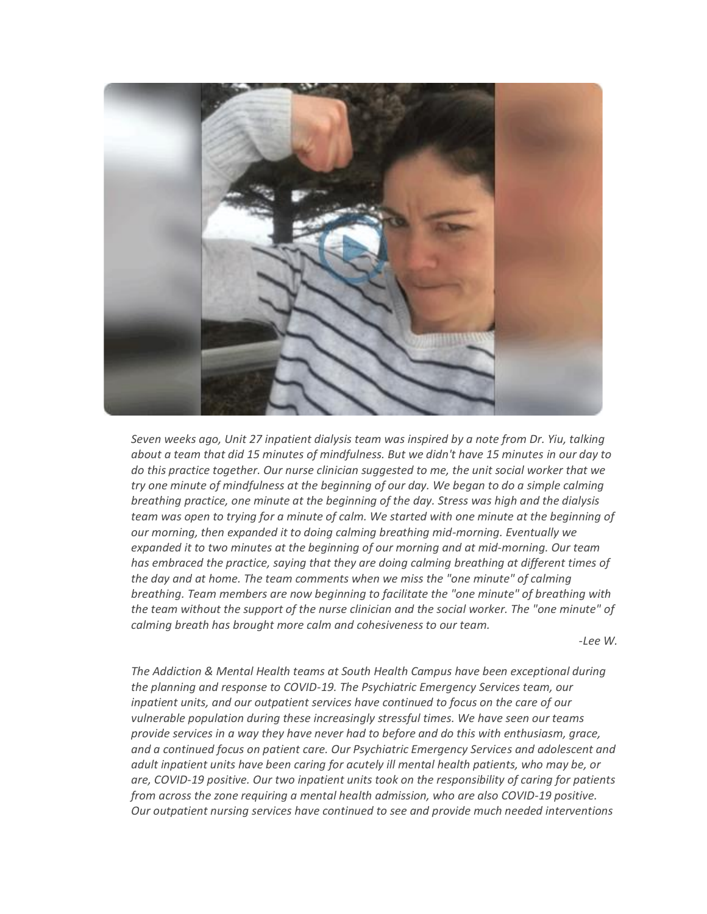*Seven weeks ago, Unit 27 inpatient dialysis team was inspired by a note from Dr. Yiu, talking about a team that did 15 minutes of mindfulness. But we didn't have 15 minutes in our day to do this practice together. Our nurse clinician suggested to me, the unit social worker that we try one minute of mindfulness at the beginning of our day. We began to do a simple calming breathing practice, one minute at the beginning of the day. Stress was high and the dialysis team was open to trying for a minute of calm. We started with one minute at the beginning of our morning, then expanded it to doing calming breathing mid-morning. Eventually we expanded it to two minutes at the beginning of our morning and at mid-morning. Our team has embraced the practice, saying that they are doing calming breathing at different times of the day and at home. The team comments when we miss the "one minute" of calming breathing. Team members are now beginning to facilitate the "one minute" of breathing with the team without the support of the nurse clinician and the social worker. The "one minute" of calming breath has brought more calm and cohesiveness to our team.*

*-Lee W.*

*The Addiction & Mental Health teams at South Health Campus have been exceptional during the planning and response to COVID-19. The Psychiatric Emergency Services team, our inpatient units, and our outpatient services have continued to focus on the care of our vulnerable population during these increasingly stressful times. We have seen our teams provide services in a way they have never had to before and do this with enthusiasm, grace, and a continued focus on patient care. Our Psychiatric Emergency Services and adolescent and adult inpatient units have been caring for acutely ill mental health patients, who may be, or are, COVID-19 positive. Our two inpatient units took on the responsibility of caring for patients from across the zone requiring a mental health admission, who are also COVID-19 positive. Our outpatient nursing services have continued to see and provide much needed interventions*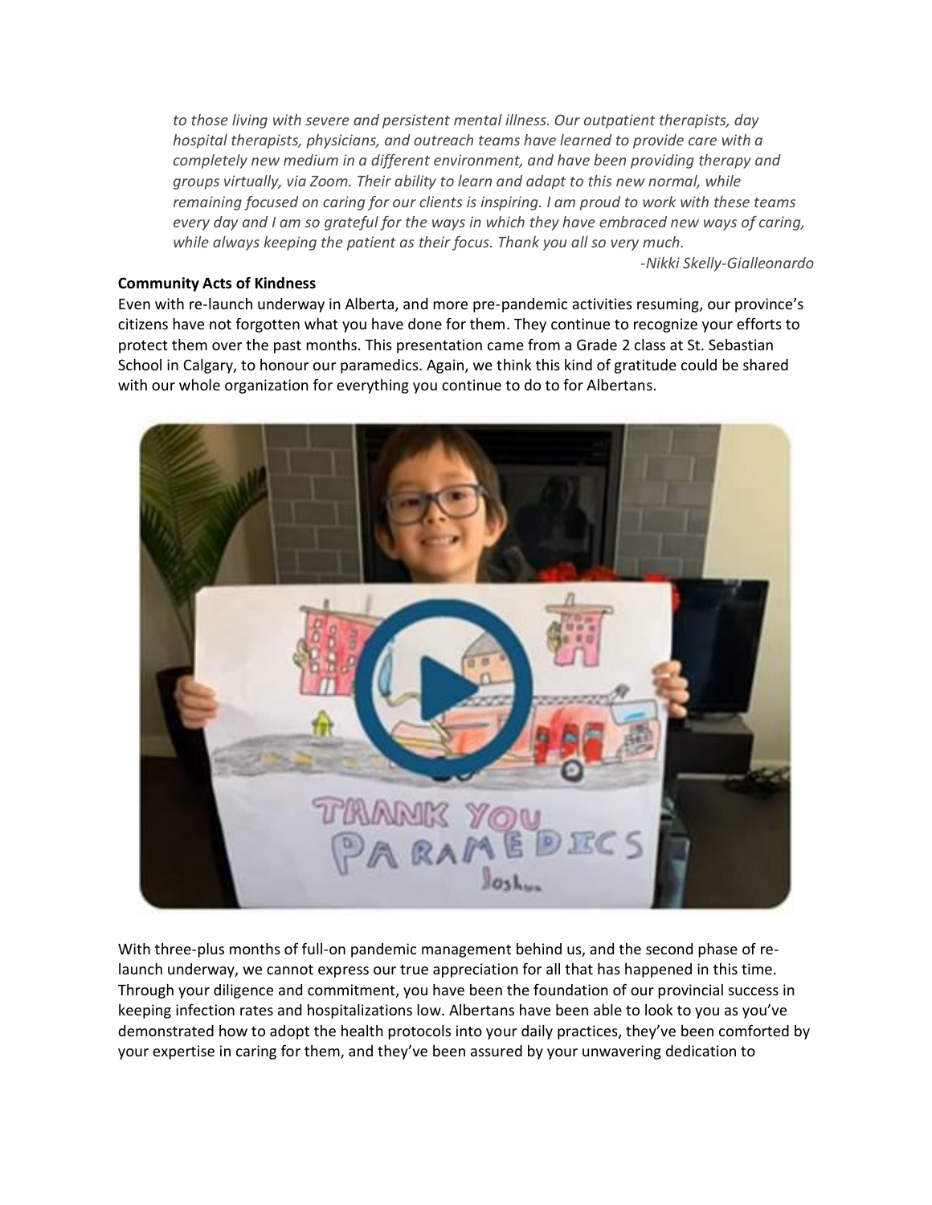*to those living with severe and persistent mental illness. Our outpatient therapists, day hospital therapists, physicians, and outreach teams have learned to provide care with a completely new medium in a different environment, and have been providing therapy and groups virtually, via Zoom. Their ability to learn and adapt to this new normal, while remaining focused on caring for our clients is inspiring. I am proud to work with these teams every day and I am so grateful for the ways in which they have embraced new ways of caring, while always keeping the patient as their focus. Thank you all so very much.*

*-Nikki Skelly-Gialleonardo*

**Community Acts of Kindness**

Even with re-launch underway in Alberta, and more pre-pandemic activities resuming, our province's citizens have not forgotten what you have done for them. They continue to recognize your efforts to protect them over the past months. This presentation came from a Grade 2 class at St. Sebastian School in Calgary, to honour our paramedics. Again, we think this kind of gratitude could be shared with our whole organization for everything you continue to do to for Albertans.

With three-plus months of full-on pandemic management behind us, and the second phase of re-launch underway, we cannot express our true appreciation for all that has happened in this time. Through your diligence and commitment, you have been the foundation of our provincial success in keeping infection rates and hospitalizations low. Albertans have been able to look to you as you've demonstrated how to adopt the health protocols into your daily practices, they've been comforted by your expertise in caring for them, and they've been assured by your unwavering dedication to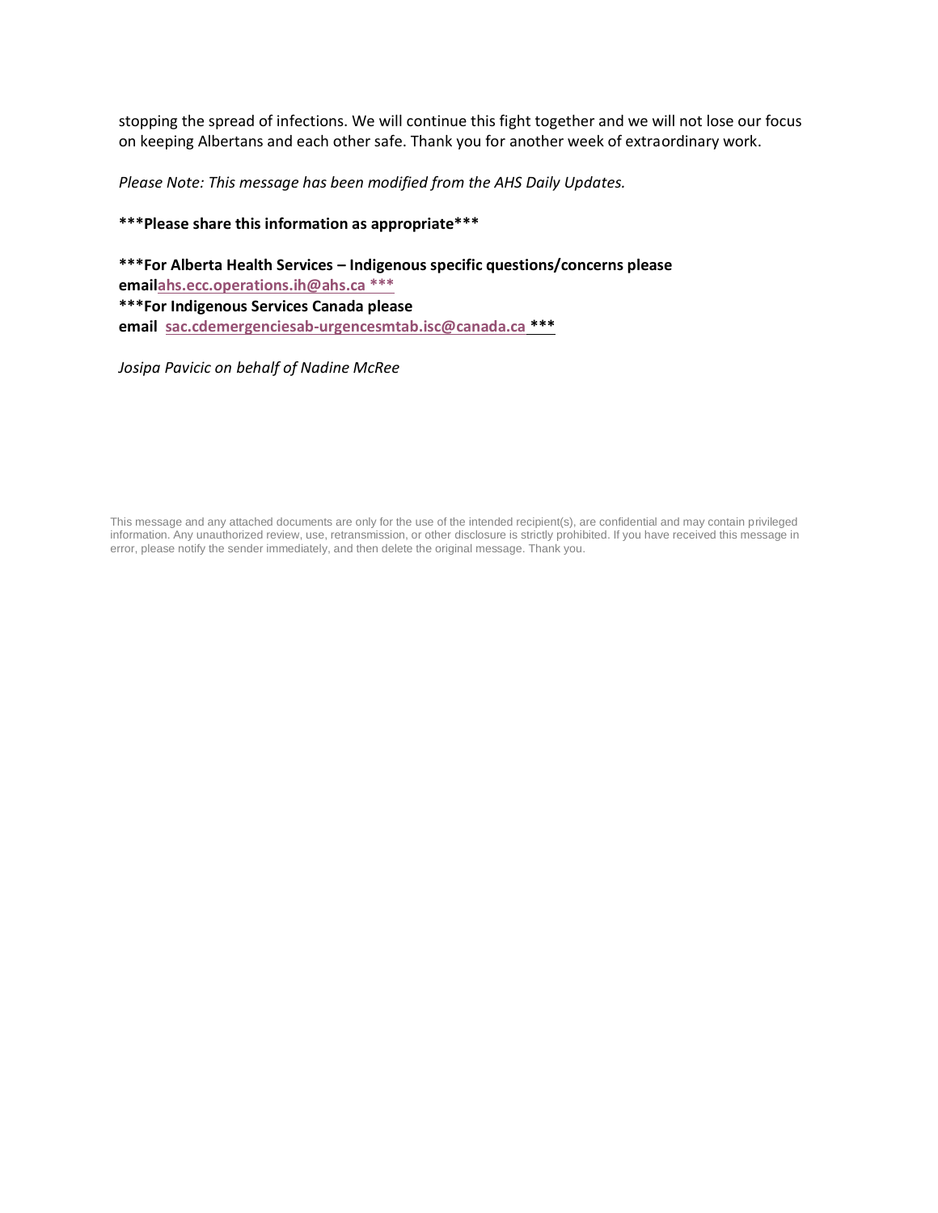stopping the spread of infections. We will continue this fight together and we will not lose our focus on keeping Albertans and each other safe. Thank you for another week of extraordinary work.

*Please Note: This message has been modified from the AHS Daily Updates.*

**\*\*\*Please share this information as appropriate\*\*\***

**\*\*\*For Alberta Health Services – Indigenous specific questions/concerns please emailahs.ecc.operations.ih@ahs.ca \*\*\***
**\*\*\*For Indigenous Services Canada please email sac.cdemergenciesab-urgencesmtab.isc@canada.ca \*\*\***

*Josipa Pavicic on behalf of Nadine McRee*

This message and any attached documents are only for the use of the intended recipient(s), are confidential and may contain privileged information. Any unauthorized review, use, retransmission, or other disclosure is strictly prohibited. If you have received this message in error, please notify the sender immediately, and then delete the original message. Thank you.